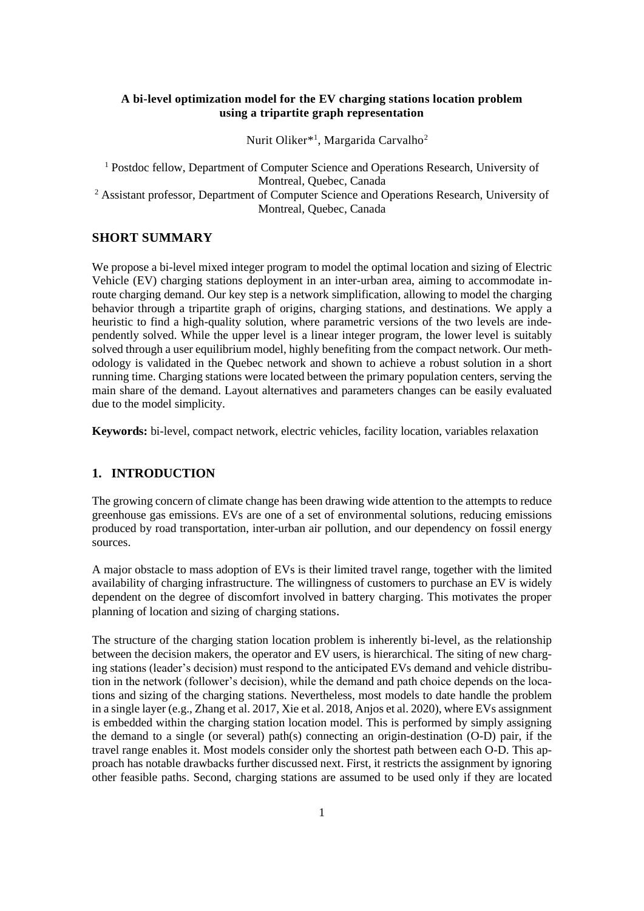**A bi-level optimization model for the EV charging stations location problem using a tripartite graph representation**

Nurit Oliker*[1], Margarida Carvalho[2]

[1] Postdoc fellow, Department of Computer Science and Operations Research, University of Montreal, Quebec, Canada

[2] Assistant professor, Department of Computer Science and Operations Research, University of Montreal, Quebec, Canada

## SHORT SUMMARY

We propose a bi-level mixed integer program to model the optimal location and sizing of Electric Vehicle (EV) charging stations deployment in an inter-urban area, aiming to accommodate in-route charging demand. Our key step is a network simplification, allowing to model the charging behavior through a tripartite graph of origins, charging stations, and destinations. We apply a heuristic to find a high-quality solution, where parametric versions of the two levels are independently solved. While the upper level is a linear integer program, the lower level is suitably solved through a user equilibrium model, highly benefiting from the compact network. Our methodology is validated in the Quebec network and shown to achieve a robust solution in a short running time. Charging stations were located between the primary population centers, serving the main share of the demand. Layout alternatives and parameters changes can be easily evaluated due to the model simplicity.

**Keywords:** bi-level, compact network, electric vehicles, facility location, variables relaxation

## 1. INTRODUCTION

The growing concern of climate change has been drawing wide attention to the attempts to reduce greenhouse gas emissions. EVs are one of a set of environmental solutions, reducing emissions produced by road transportation, inter-urban air pollution, and our dependency on fossil energy sources.

A major obstacle to mass adoption of EVs is their limited travel range, together with the limited availability of charging infrastructure. The willingness of customers to purchase an EV is widely dependent on the degree of discomfort involved in battery charging. This motivates the proper planning of location and sizing of charging stations.

The structure of the charging station location problem is inherently bi-level, as the relationship between the decision makers, the operator and EV users, is hierarchical. The siting of new charging stations (leader's decision) must respond to the anticipated EVs demand and vehicle distribution in the network (follower's decision), while the demand and path choice depends on the locations and sizing of the charging stations. Nevertheless, most models to date handle the problem in a single layer (e.g., Zhang et al. 2017, Xie et al. 2018, Anjos et al. 2020), where EVs assignment is embedded within the charging station location model. This is performed by simply assigning the demand to a single (or several) path(s) connecting an origin-destination (O-D) pair, if the travel range enables it. Most models consider only the shortest path between each O-D. This approach has notable drawbacks further discussed next. First, it restricts the assignment by ignoring other feasible paths. Second, charging stations are assumed to be used only if they are located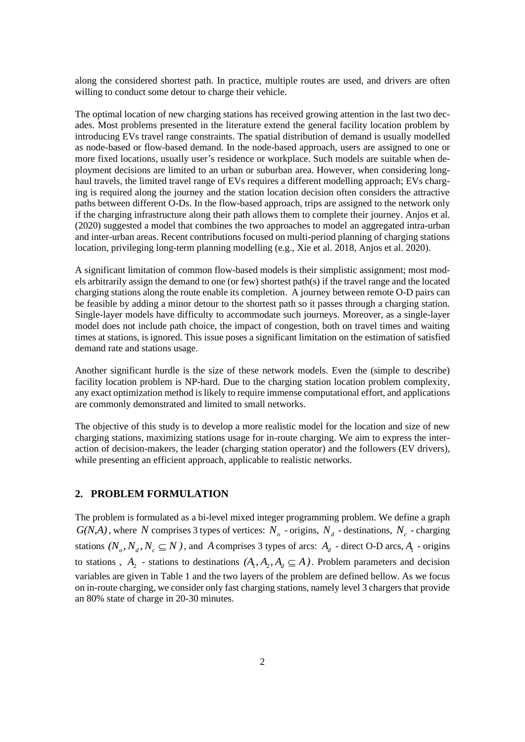along the considered shortest path. In practice, multiple routes are used, and drivers are often willing to conduct some detour to charge their vehicle.

The optimal location of new charging stations has received growing attention in the last two decades. Most problems presented in the literature extend the general facility location problem by introducing EVs travel range constraints. The spatial distribution of demand is usually modelled as node-based or flow-based demand. In the node-based approach, users are assigned to one or more fixed locations, usually user's residence or workplace. Such models are suitable when deployment decisions are limited to an urban or suburban area. However, when considering long-haul travels, the limited travel range of EVs requires a different modelling approach; EVs charging is required along the journey and the station location decision often considers the attractive paths between different O-Ds. In the flow-based approach, trips are assigned to the network only if the charging infrastructure along their path allows them to complete their journey. Anjos et al. (2020) suggested a model that combines the two approaches to model an aggregated intra-urban and inter-urban areas. Recent contributions focused on multi-period planning of charging stations location, privileging long-term planning modelling (e.g., Xie et al. 2018, Anjos et al. 2020).

A significant limitation of common flow-based models is their simplistic assignment; most models arbitrarily assign the demand to one (or few) shortest path(s) if the travel range and the located charging stations along the route enable its completion. A journey between remote O-D pairs can be feasible by adding a minor detour to the shortest path so it passes through a charging station. Single-layer models have difficulty to accommodate such journeys. Moreover, as a single-layer model does not include path choice, the impact of congestion, both on travel times and waiting times at stations, is ignored. This issue poses a significant limitation on the estimation of satisfied demand rate and stations usage.

Another significant hurdle is the size of these network models. Even the (simple to describe) facility location problem is NP-hard. Due to the charging station location problem complexity, any exact optimization method is likely to require immense computational effort, and applications are commonly demonstrated and limited to small networks.

The objective of this study is to develop a more realistic model for the location and size of new charging stations, maximizing stations usage for in-route charging. We aim to express the interaction of decision-makers, the leader (charging station operator) and the followers (EV drivers), while presenting an efficient approach, applicable to realistic networks.

## 2. PROBLEM FORMULATION

The problem is formulated as a bi-level mixed integer programming problem. We define a graph $G(N,A)$, where $N$ comprises 3 types of vertices: $N_o$ - origins, $N_d$ - destinations, $N_c$ - charging stations $(N_o, N_d, N_c \subseteq N)$, and $A$ comprises 3 types of arcs: $A_d$ - direct O-D arcs, $A_1$ - origins to stations , $A_2$ - stations to destinations $(A_1, A_2, A_d \subseteq A)$. Problem parameters and decision variables are given in Table 1 and the two layers of the problem are defined bellow. As we focus on in-route charging, we consider only fast charging stations, namely level 3 chargers that provide an 80% state of charge in 20-30 minutes.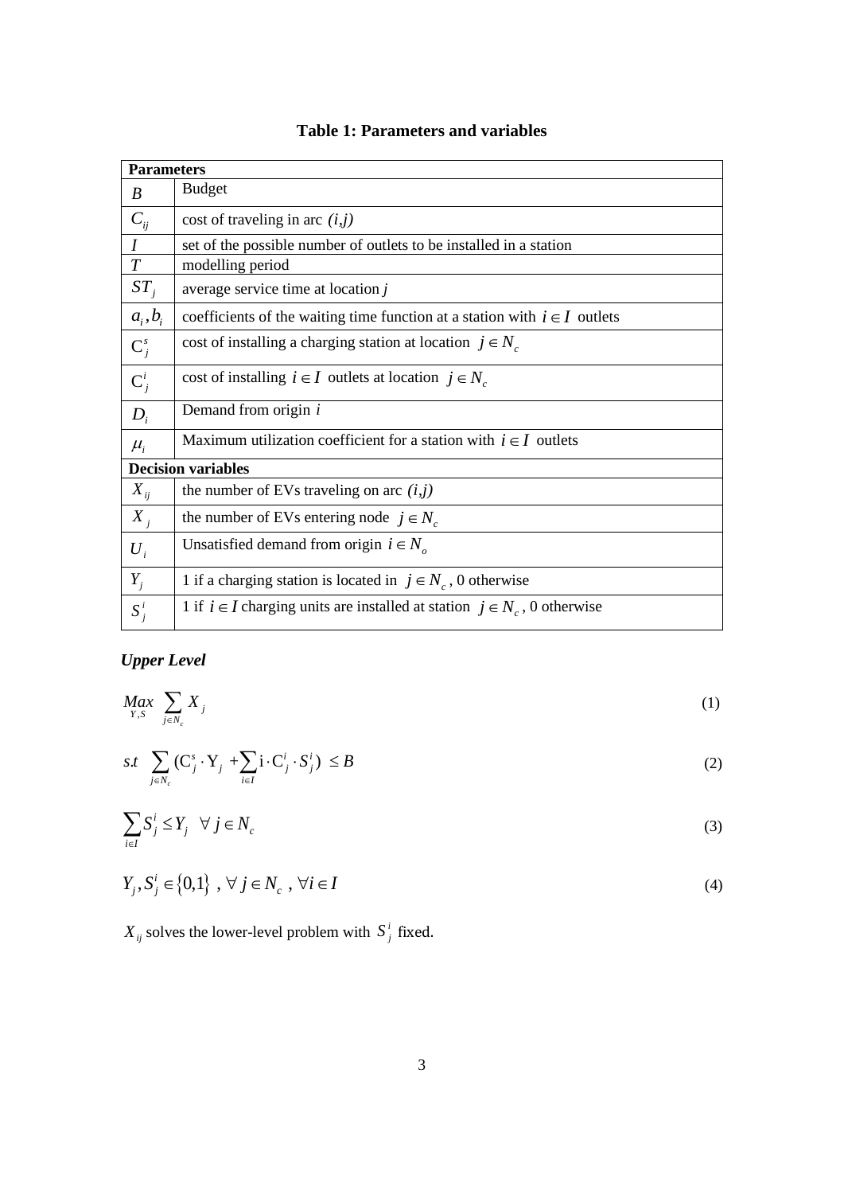**Table 1: Parameters and variables**

| **Parameters** | |
|---|---|
| $B$ | Budget |
| $C_{ij}$ | cost of traveling in arc $(i,j)$ |
| $I$ | set of the possible number of outlets to be installed in a station |
| $T$ | modelling period |
| $ST_j$ | average service time at location $j$ |
| $a_i, b_i$ | coefficients of the waiting time function at a station with $i \in I$ outlets |
| $C_j^s$ | cost of installing a charging station at location $j \in N_c$ |
| $C_j^i$ | cost of installing $i \in I$ outlets at location $j \in N_c$ |
| $D_i$ | Demand from origin $i$ |
| $\mu_i$ | Maximum utilization coefficient for a station with $i \in I$ outlets |
| **Decision variables** | |
| $X_{ij}$ | the number of EVs traveling on arc $(i,j)$ |
| $X_j$ | the number of EVs entering node $j \in N_c$ |
| $U_i$ | Unsatisfied demand from origin $i \in N_o$ |
| $Y_j$ | 1 if a charging station is located in $j \in N_c$, 0 otherwise |
| $S_j^i$ | 1 if $i \in I$ charging units are installed at station $j \in N_c$, 0 otherwise |

***Upper Level***

$$\underset{Y,S}{Max} \sum_{j \in N_c} X_j \tag{1}$$

$$s.t \sum_{j \in N_c} (C_j^s \cdot Y_j + \sum_{i \in I} i \cdot C_j^i \cdot S_j^i) \leq B \tag{2}$$

$$\sum_{i \in I} S_j^i \leq Y_j \quad \forall j \in N_c \tag{3}$$

$$Y_j, S_j^i \in \{0,1\}, \forall j \in N_c, \forall i \in I \tag{4}$$

$X_{ij}$ solves the lower-level problem with $S_j^i$ fixed.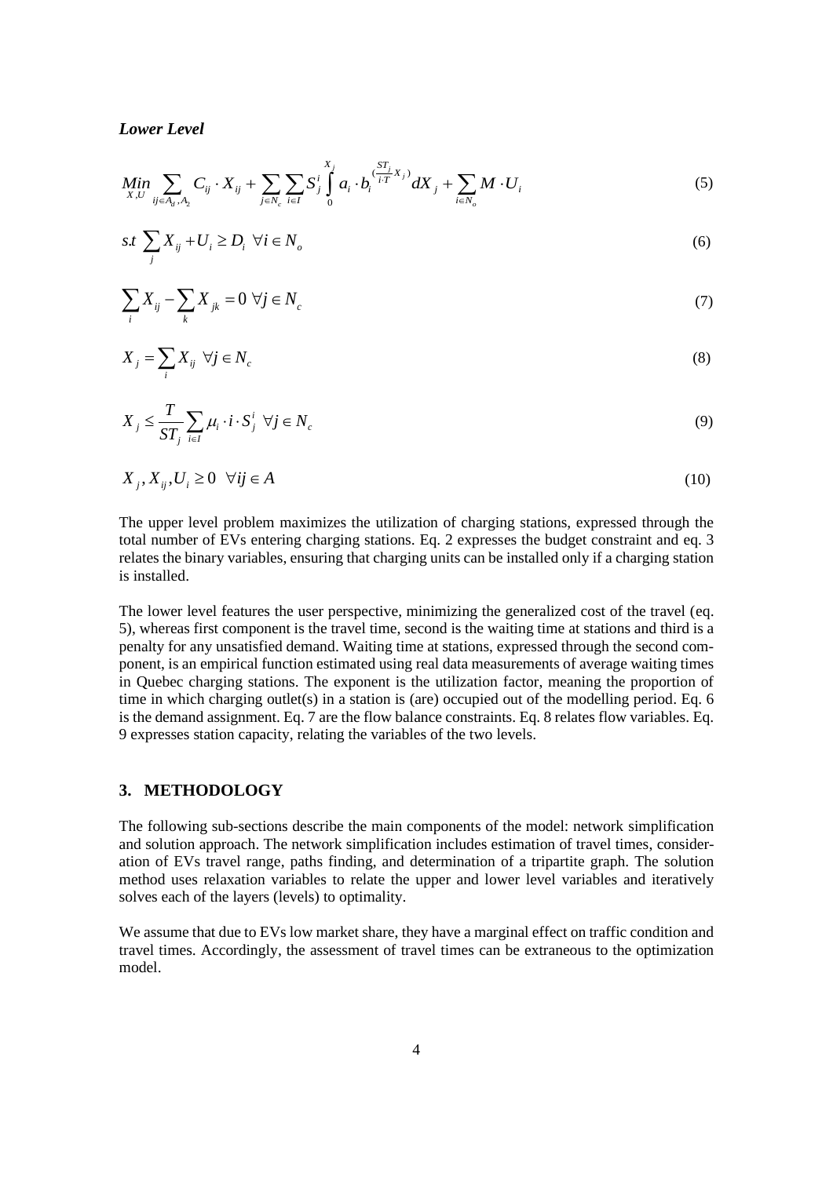***Lower Level***

$$\underset{X,U}{Min} \sum_{ij \in A_d, A_2} C_{ij} \cdot X_{ij} + \sum_{j \in N_c} \sum_{i \in I} S_j^i \int_0^{X_j} a_i \cdot b_i^{(\frac{ST_j}{i \cdot T} X_j)} dX_j + \sum_{i \in N_o} M \cdot U_i \tag{5}$$

$$s.t \sum_j X_{ij} + U_i \geq D_i \;\; \forall i \in N_o \tag{6}$$

$$\sum_i X_{ij} - \sum_k X_{jk} = 0 \;\; \forall j \in N_c \tag{7}$$

$$X_j = \sum_i X_{ij} \;\; \forall j \in N_c \tag{8}$$

$$X_j \leq \frac{T}{ST_j} \sum_{i \in I} \mu_i \cdot i \cdot S_j^i \;\; \forall j \in N_c \tag{9}$$

$$X_j, X_{ij}, U_i \geq 0 \;\; \forall ij \in A \tag{10}$$

The upper level problem maximizes the utilization of charging stations, expressed through the total number of EVs entering charging stations. Eq. 2 expresses the budget constraint and eq. 3 relates the binary variables, ensuring that charging units can be installed only if a charging station is installed.

The lower level features the user perspective, minimizing the generalized cost of the travel (eq. 5), whereas first component is the travel time, second is the waiting time at stations and third is a penalty for any unsatisfied demand. Waiting time at stations, expressed through the second component, is an empirical function estimated using real data measurements of average waiting times in Quebec charging stations. The exponent is the utilization factor, meaning the proportion of time in which charging outlet(s) in a station is (are) occupied out of the modelling period. Eq. 6 is the demand assignment. Eq. 7 are the flow balance constraints. Eq. 8 relates flow variables. Eq. 9 expresses station capacity, relating the variables of the two levels.

## 3. METHODOLOGY

The following sub-sections describe the main components of the model: network simplification and solution approach. The network simplification includes estimation of travel times, consideration of EVs travel range, paths finding, and determination of a tripartite graph. The solution method uses relaxation variables to relate the upper and lower level variables and iteratively solves each of the layers (levels) to optimality.

We assume that due to EVs low market share, they have a marginal effect on traffic condition and travel times. Accordingly, the assessment of travel times can be extraneous to the optimization model.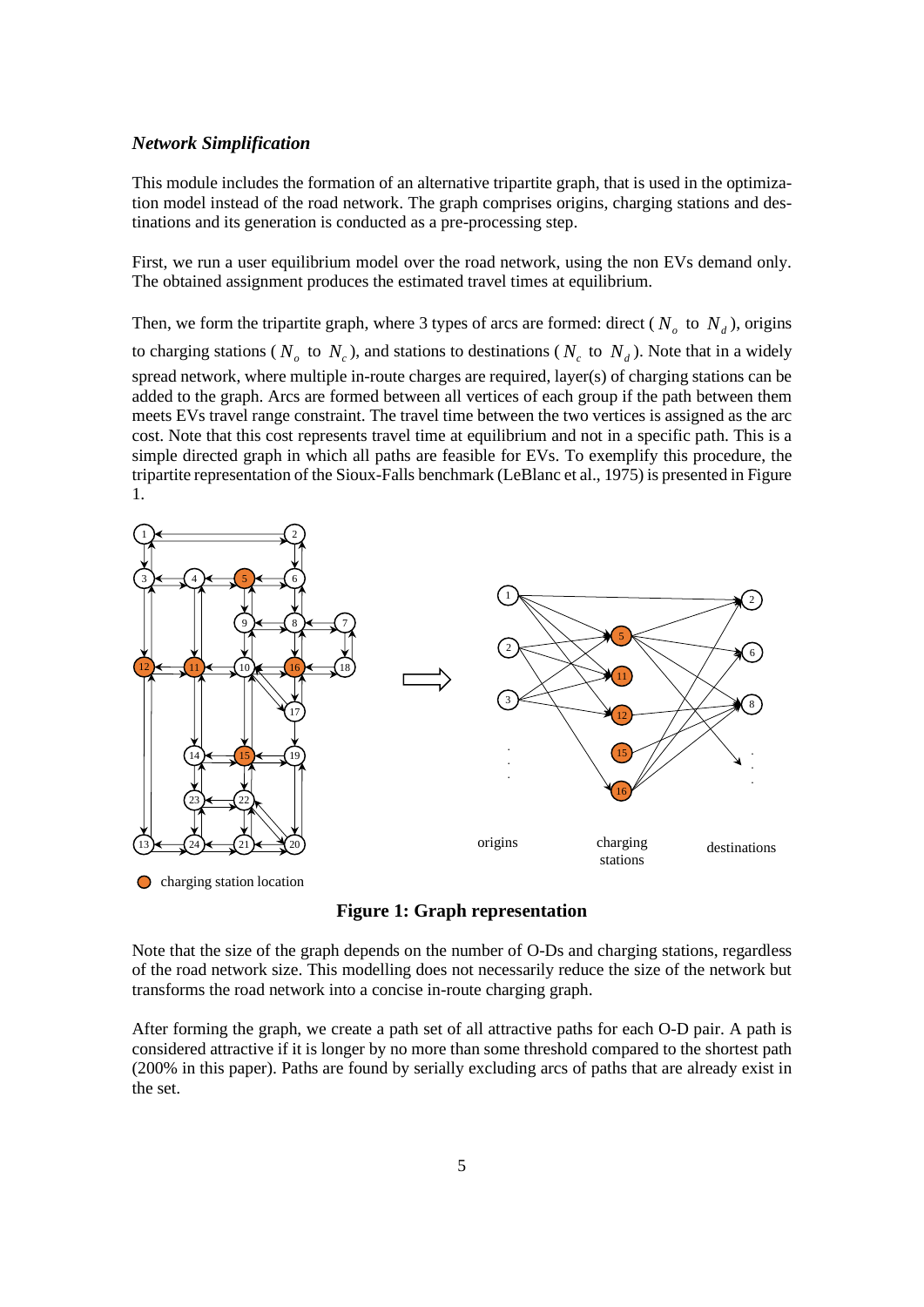### *Network Simplification*

This module includes the formation of an alternative tripartite graph, that is used in the optimization model instead of the road network. The graph comprises origins, charging stations and destinations and its generation is conducted as a pre-processing step.

First, we run a user equilibrium model over the road network, using the non EVs demand only. The obtained assignment produces the estimated travel times at equilibrium.

Then, we form the tripartite graph, where 3 types of arcs are formed: direct ($N_o$ to $N_d$), origins to charging stations ($N_o$ to $N_c$), and stations to destinations ($N_c$ to $N_d$). Note that in a widely spread network, where multiple in-route charges are required, layer(s) of charging stations can be added to the graph. Arcs are formed between all vertices of each group if the path between them meets EVs travel range constraint. The travel time between the two vertices is assigned as the arc cost. Note that this cost represents travel time at equilibrium and not in a specific path. This is a simple directed graph in which all paths are feasible for EVs. To exemplify this procedure, the tripartite representation of the Sioux-Falls benchmark (LeBlanc et al., 1975) is presented in Figure 1.

**Figure 1: Graph representation**

Note that the size of the graph depends on the number of O-Ds and charging stations, regardless of the road network size. This modelling does not necessarily reduce the size of the network but transforms the road network into a concise in-route charging graph.

After forming the graph, we create a path set of all attractive paths for each O-D pair. A path is considered attractive if it is longer by no more than some threshold compared to the shortest path (200% in this paper). Paths are found by serially excluding arcs of paths that are already exist in the set.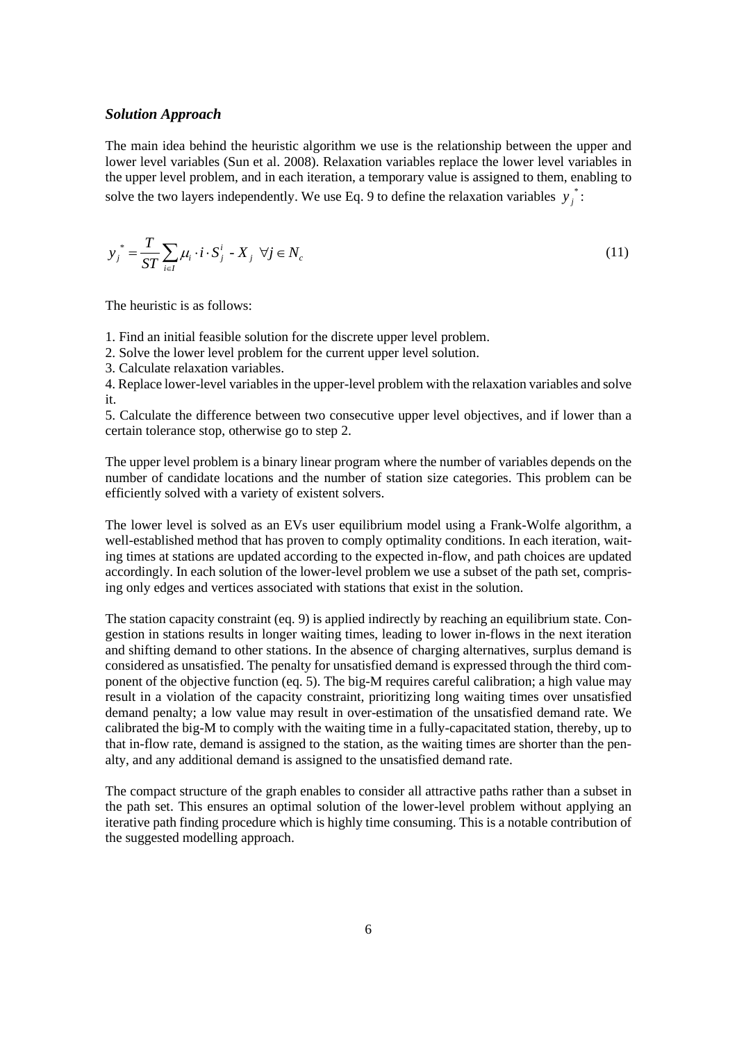### *Solution Approach*

The main idea behind the heuristic algorithm we use is the relationship between the upper and lower level variables (Sun et al. 2008). Relaxation variables replace the lower level variables in the upper level problem, and in each iteration, a temporary value is assigned to them, enabling to solve the two layers independently. We use Eq. 9 to define the relaxation variables $y_j^*$:

$$y_j^* = \frac{T}{ST}\sum_{i \in I} \mu_i \cdot i \cdot S_j^i - X_j \;\; \forall j \in N_c \tag{11}$$

The heuristic is as follows:

1. Find an initial feasible solution for the discrete upper level problem.
2. Solve the lower level problem for the current upper level solution.
3. Calculate relaxation variables.
4. Replace lower-level variables in the upper-level problem with the relaxation variables and solve it.
5. Calculate the difference between two consecutive upper level objectives, and if lower than a certain tolerance stop, otherwise go to step 2.

The upper level problem is a binary linear program where the number of variables depends on the number of candidate locations and the number of station size categories. This problem can be efficiently solved with a variety of existent solvers.

The lower level is solved as an EVs user equilibrium model using a Frank-Wolfe algorithm, a well-established method that has proven to comply optimality conditions. In each iteration, waiting times at stations are updated according to the expected in-flow, and path choices are updated accordingly. In each solution of the lower-level problem we use a subset of the path set, comprising only edges and vertices associated with stations that exist in the solution.

The station capacity constraint (eq. 9) is applied indirectly by reaching an equilibrium state. Congestion in stations results in longer waiting times, leading to lower in-flows in the next iteration and shifting demand to other stations. In the absence of charging alternatives, surplus demand is considered as unsatisfied. The penalty for unsatisfied demand is expressed through the third component of the objective function (eq. 5). The big-M requires careful calibration; a high value may result in a violation of the capacity constraint, prioritizing long waiting times over unsatisfied demand penalty; a low value may result in over-estimation of the unsatisfied demand rate. We calibrated the big-M to comply with the waiting time in a fully-capacitated station, thereby, up to that in-flow rate, demand is assigned to the station, as the waiting times are shorter than the penalty, and any additional demand is assigned to the unsatisfied demand rate.

The compact structure of the graph enables to consider all attractive paths rather than a subset in the path set. This ensures an optimal solution of the lower-level problem without applying an iterative path finding procedure which is highly time consuming. This is a notable contribution of the suggested modelling approach.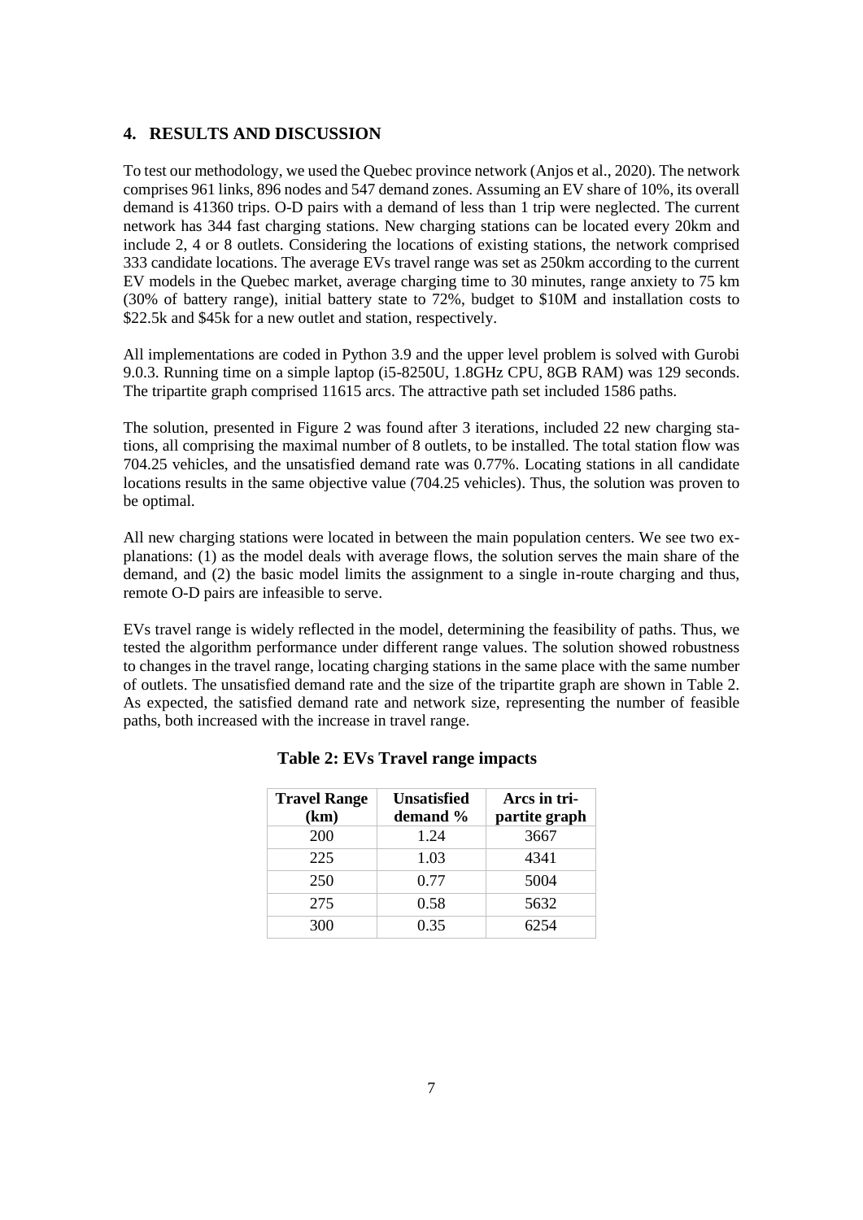## 4. RESULTS AND DISCUSSION

To test our methodology, we used the Quebec province network (Anjos et al., 2020). The network comprises 961 links, 896 nodes and 547 demand zones. Assuming an EV share of 10%, its overall demand is 41360 trips. O-D pairs with a demand of less than 1 trip were neglected. The current network has 344 fast charging stations. New charging stations can be located every 20km and include 2, 4 or 8 outlets. Considering the locations of existing stations, the network comprised 333 candidate locations. The average EVs travel range was set as 250km according to the current EV models in the Quebec market, average charging time to 30 minutes, range anxiety to 75 km (30% of battery range), initial battery state to 72%, budget to $10M and installation costs to $22.5k and $45k for a new outlet and station, respectively.

All implementations are coded in Python 3.9 and the upper level problem is solved with Gurobi 9.0.3. Running time on a simple laptop (i5-8250U, 1.8GHz CPU, 8GB RAM) was 129 seconds. The tripartite graph comprised 11615 arcs. The attractive path set included 1586 paths.

The solution, presented in Figure 2 was found after 3 iterations, included 22 new charging stations, all comprising the maximal number of 8 outlets, to be installed. The total station flow was 704.25 vehicles, and the unsatisfied demand rate was 0.77%. Locating stations in all candidate locations results in the same objective value (704.25 vehicles). Thus, the solution was proven to be optimal.

All new charging stations were located in between the main population centers. We see two explanations: (1) as the model deals with average flows, the solution serves the main share of the demand, and (2) the basic model limits the assignment to a single in-route charging and thus, remote O-D pairs are infeasible to serve.

EVs travel range is widely reflected in the model, determining the feasibility of paths. Thus, we tested the algorithm performance under different range values. The solution showed robustness to changes in the travel range, locating charging stations in the same place with the same number of outlets. The unsatisfied demand rate and the size of the tripartite graph are shown in Table 2. As expected, the satisfied demand rate and network size, representing the number of feasible paths, both increased with the increase in travel range.

**Table 2: EVs Travel range impacts**

| Travel Range (km) | Unsatisfied demand % | Arcs in tripartite graph |
|---|---|---|
| 200 | 1.24 | 3667 |
| 225 | 1.03 | 4341 |
| 250 | 0.77 | 5004 |
| 275 | 0.58 | 5632 |
| 300 | 0.35 | 6254 |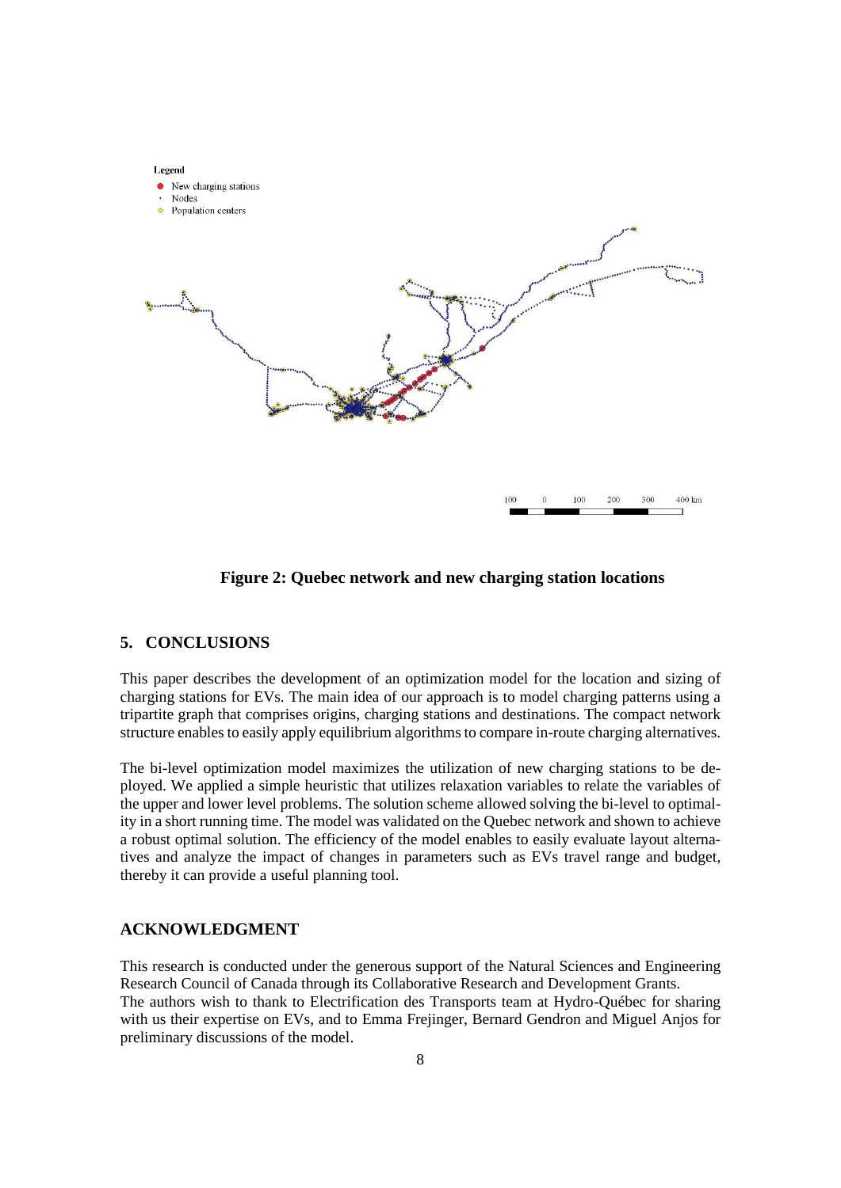Figure 2: Quebec network and new charging station locations

## 5. CONCLUSIONS

This paper describes the development of an optimization model for the location and sizing of charging stations for EVs. The main idea of our approach is to model charging patterns using a tripartite graph that comprises origins, charging stations and destinations. The compact network structure enables to easily apply equilibrium algorithms to compare in-route charging alternatives.

The bi-level optimization model maximizes the utilization of new charging stations to be deployed. We applied a simple heuristic that utilizes relaxation variables to relate the variables of the upper and lower level problems. The solution scheme allowed solving the bi-level to optimality in a short running time. The model was validated on the Quebec network and shown to achieve a robust optimal solution. The efficiency of the model enables to easily evaluate layout alternatives and analyze the impact of changes in parameters such as EVs travel range and budget, thereby it can provide a useful planning tool.

## ACKNOWLEDGMENT

This research is conducted under the generous support of the Natural Sciences and Engineering Research Council of Canada through its Collaborative Research and Development Grants.
The authors wish to thank to Electrification des Transports team at Hydro-Québec for sharing with us their expertise on EVs, and to Emma Frejinger, Bernard Gendron and Miguel Anjos for preliminary discussions of the model.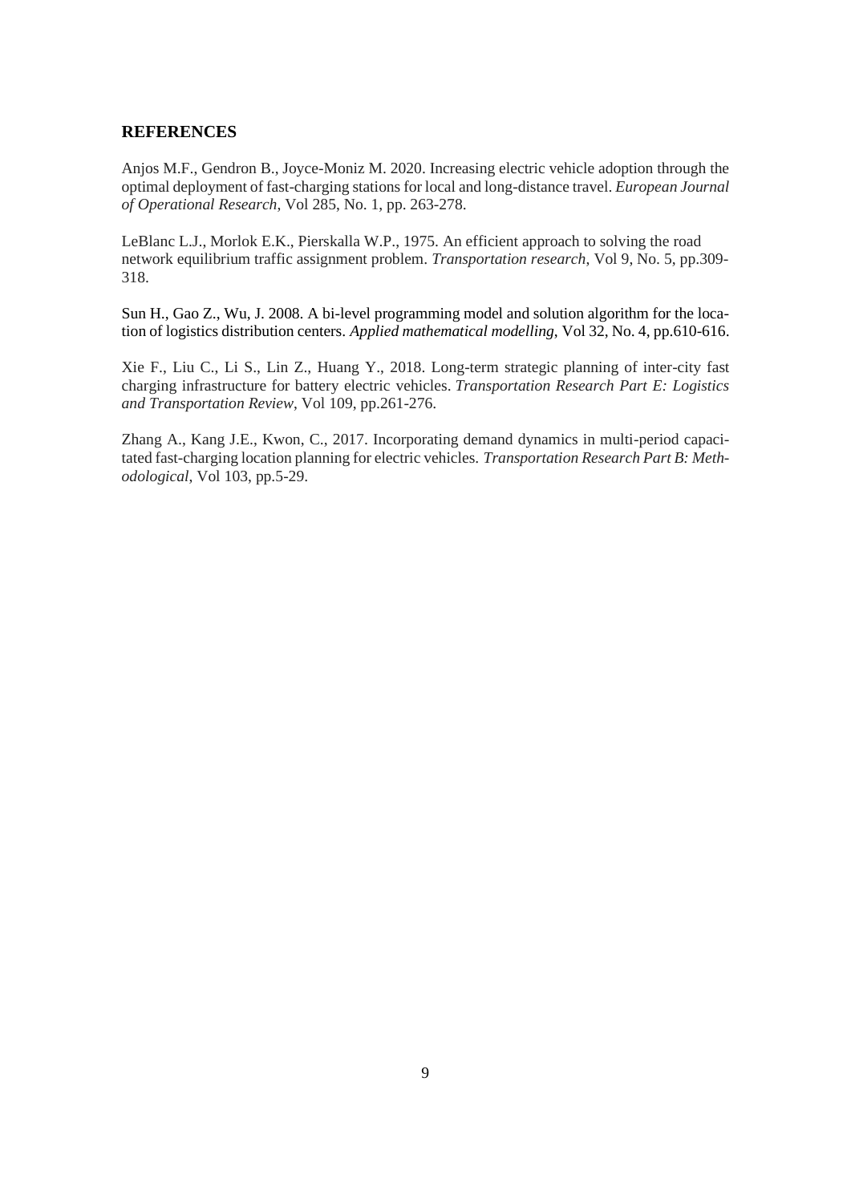## REFERENCES

Anjos M.F., Gendron B., Joyce-Moniz M. 2020. Increasing electric vehicle adoption through the optimal deployment of fast-charging stations for local and long-distance travel. *European Journal of Operational Research*, Vol 285, No. 1, pp. 263-278.

LeBlanc L.J., Morlok E.K., Pierskalla W.P., 1975. An efficient approach to solving the road network equilibrium traffic assignment problem. *Transportation research*, Vol 9, No. 5, pp.309-318.

Sun H., Gao Z., Wu, J. 2008. A bi-level programming model and solution algorithm for the location of logistics distribution centers. *Applied mathematical modelling*, Vol 32, No. 4, pp.610-616.

Xie F., Liu C., Li S., Lin Z., Huang Y., 2018. Long-term strategic planning of inter-city fast charging infrastructure for battery electric vehicles. *Transportation Research Part E: Logistics and Transportation Review*, Vol 109, pp.261-276.

Zhang A., Kang J.E., Kwon, C., 2017. Incorporating demand dynamics in multi-period capacitated fast-charging location planning for electric vehicles. *Transportation Research Part B: Methodological*, Vol 103, pp.5-29.